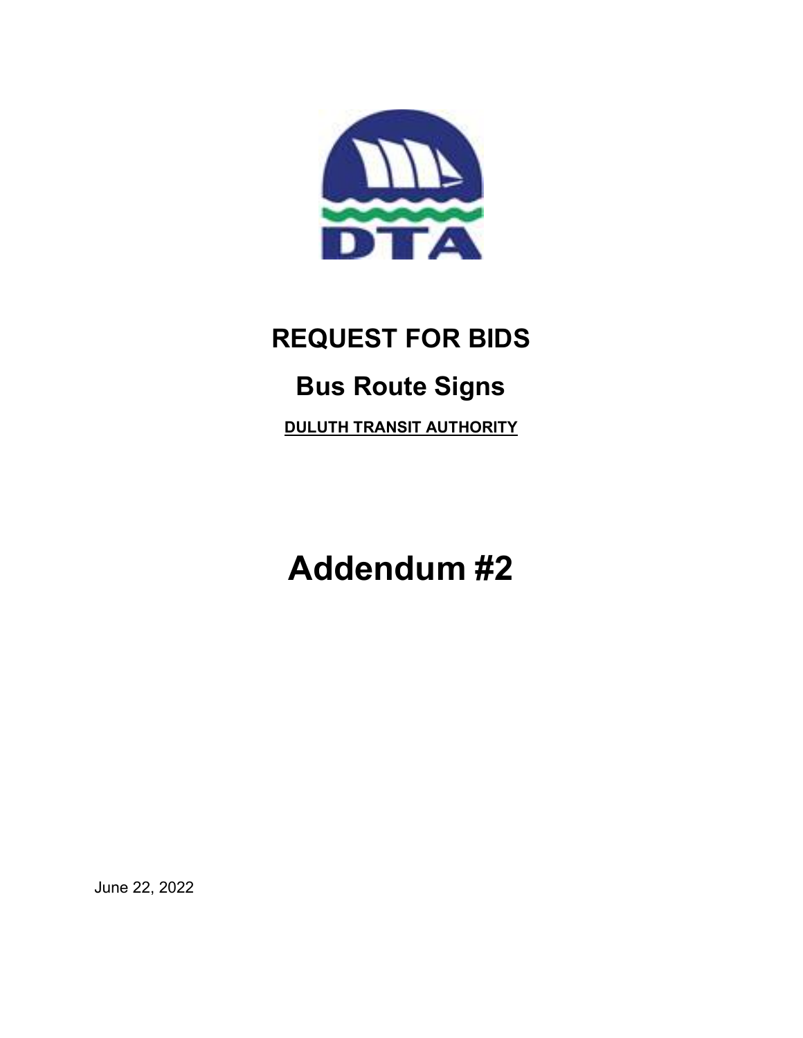# REQUEST FOR BIDS

## Bus Route Signs

**DULUTH TRANSIT AUTHORITY**

# Addendum #2

June 22, 2022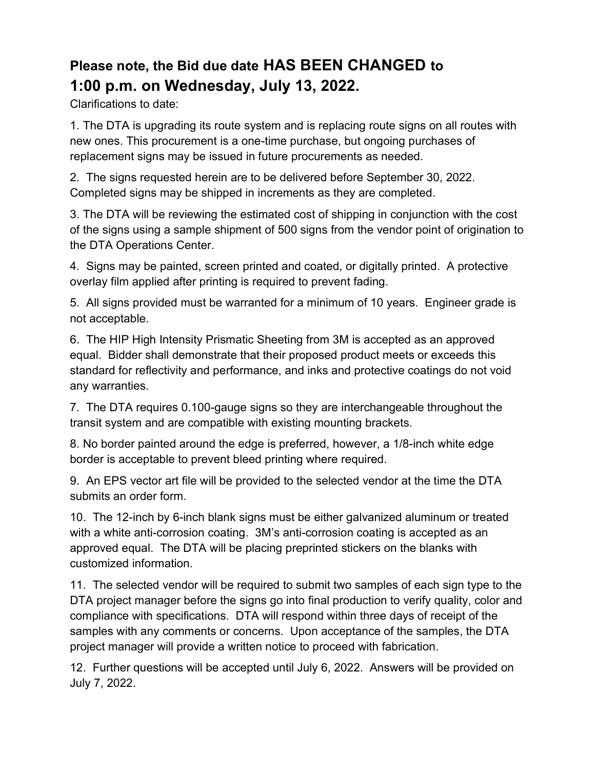## Please note, the Bid due date **HAS BEEN CHANGED** to 1:00 p.m. on Wednesday, July 13, 2022.

Clarifications to date:

1. The DTA is upgrading its route system and is replacing route signs on all routes with new ones. This procurement is a one-time purchase, but ongoing purchases of replacement signs may be issued in future procurements as needed.

2. The signs requested herein are to be delivered before September 30, 2022. Completed signs may be shipped in increments as they are completed.

3. The DTA will be reviewing the estimated cost of shipping in conjunction with the cost of the signs using a sample shipment of 500 signs from the vendor point of origination to the DTA Operations Center.

4. Signs may be painted, screen printed and coated, or digitally printed. A protective overlay film applied after printing is required to prevent fading.

5. All signs provided must be warranted for a minimum of 10 years. Engineer grade is not acceptable.

6. The HIP High Intensity Prismatic Sheeting from 3M is accepted as an approved equal. Bidder shall demonstrate that their proposed product meets or exceeds this standard for reflectivity and performance, and inks and protective coatings do not void any warranties.

7. The DTA requires 0.100-gauge signs so they are interchangeable throughout the transit system and are compatible with existing mounting brackets.

8. No border painted around the edge is preferred, however, a 1/8-inch white edge border is acceptable to prevent bleed printing where required.

9. An EPS vector art file will be provided to the selected vendor at the time the DTA submits an order form.

10. The 12-inch by 6-inch blank signs must be either galvanized aluminum or treated with a white anti-corrosion coating. 3M's anti-corrosion coating is accepted as an approved equal. The DTA will be placing preprinted stickers on the blanks with customized information.

11. The selected vendor will be required to submit two samples of each sign type to the DTA project manager before the signs go into final production to verify quality, color and compliance with specifications. DTA will respond within three days of receipt of the samples with any comments or concerns. Upon acceptance of the samples, the DTA project manager will provide a written notice to proceed with fabrication.

12. Further questions will be accepted until July 6, 2022. Answers will be provided on July 7, 2022.